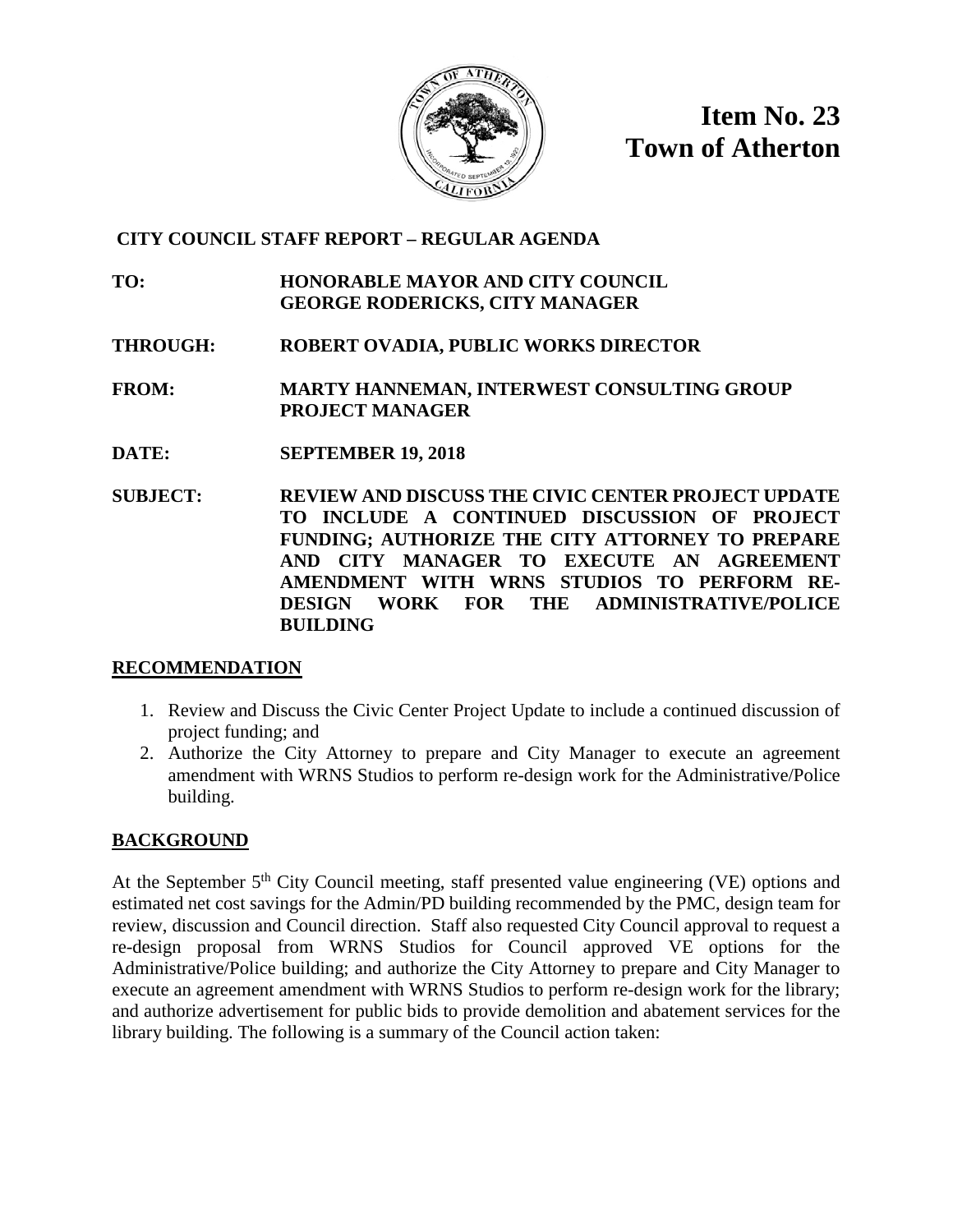**Item No. 23**
**Town of Atherton**

**CITY COUNCIL STAFF REPORT – REGULAR AGENDA**

**TO:** HONORABLE MAYOR AND CITY COUNCIL
GEORGE RODERICKS, CITY MANAGER

**THROUGH:** ROBERT OVADIA, PUBLIC WORKS DIRECTOR

**FROM:** MARTY HANNEMAN, INTERWEST CONSULTING GROUP PROJECT MANAGER

**DATE:** SEPTEMBER 19, 2018

**SUBJECT:** REVIEW AND DISCUSS THE CIVIC CENTER PROJECT UPDATE TO INCLUDE A CONTINUED DISCUSSION OF PROJECT FUNDING; AUTHORIZE THE CITY ATTORNEY TO PREPARE AND CITY MANAGER TO EXECUTE AN AGREEMENT AMENDMENT WITH WRNS STUDIOS TO PERFORM RE-DESIGN WORK FOR THE ADMINISTRATIVE/POLICE BUILDING

## RECOMMENDATION

1. Review and Discuss the Civic Center Project Update to include a continued discussion of project funding; and
2. Authorize the City Attorney to prepare and City Manager to execute an agreement amendment with WRNS Studios to perform re-design work for the Administrative/Police building.

## BACKGROUND

At the September 5th City Council meeting, staff presented value engineering (VE) options and estimated net cost savings for the Admin/PD building recommended by the PMC, design team for review, discussion and Council direction. Staff also requested City Council approval to request a re-design proposal from WRNS Studios for Council approved VE options for the Administrative/Police building; and authorize the City Attorney to prepare and City Manager to execute an agreement amendment with WRNS Studios to perform re-design work for the library; and authorize advertisement for public bids to provide demolition and abatement services for the library building. The following is a summary of the Council action taken: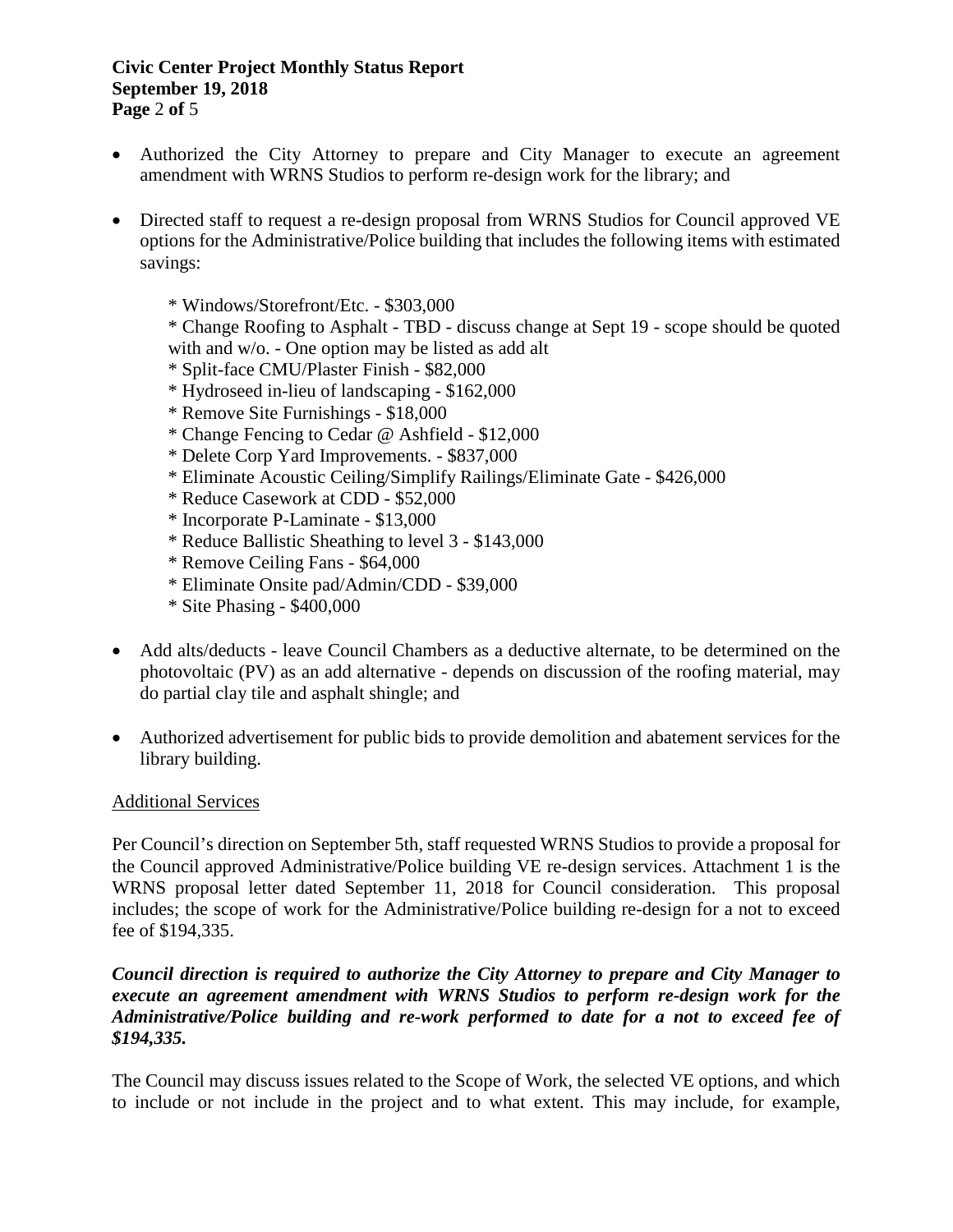- Authorized the City Attorney to prepare and City Manager to execute an agreement amendment with WRNS Studios to perform re-design work for the library; and

- Directed staff to request a re-design proposal from WRNS Studios for Council approved VE options for the Administrative/Police building that includes the following items with estimated savings:

  * Windows/Storefront/Etc. - $303,000
  * Change Roofing to Asphalt - TBD - discuss change at Sept 19 - scope should be quoted with and w/o. - One option may be listed as add alt
  * Split-face CMU/Plaster Finish - $82,000
  * Hydroseed in-lieu of landscaping - $162,000
  * Remove Site Furnishings - $18,000
  * Change Fencing to Cedar @ Ashfield - $12,000
  * Delete Corp Yard Improvements. - $837,000
  * Eliminate Acoustic Ceiling/Simplify Railings/Eliminate Gate - $426,000
  * Reduce Casework at CDD - $52,000
  * Incorporate P-Laminate - $13,000
  * Reduce Ballistic Sheathing to level 3 - $143,000
  * Remove Ceiling Fans - $64,000
  * Eliminate Onsite pad/Admin/CDD - $39,000
  * Site Phasing - $400,000

- Add alts/deducts - leave Council Chambers as a deductive alternate, to be determined on the photovoltaic (PV) as an add alternative - depends on discussion of the roofing material, may do partial clay tile and asphalt shingle; and

- Authorized advertisement for public bids to provide demolition and abatement services for the library building.

Additional Services

Per Council's direction on September 5th, staff requested WRNS Studios to provide a proposal for the Council approved Administrative/Police building VE re-design services. Attachment 1 is the WRNS proposal letter dated September 11, 2018 for Council consideration. This proposal includes; the scope of work for the Administrative/Police building re-design for a not to exceed fee of $194,335.

***Council direction is required to authorize the City Attorney to prepare and City Manager to execute an agreement amendment with WRNS Studios to perform re-design work for the Administrative/Police building and re-work performed to date for a not to exceed fee of $194,335.***

The Council may discuss issues related to the Scope of Work, the selected VE options, and which to include or not include in the project and to what extent. This may include, for example,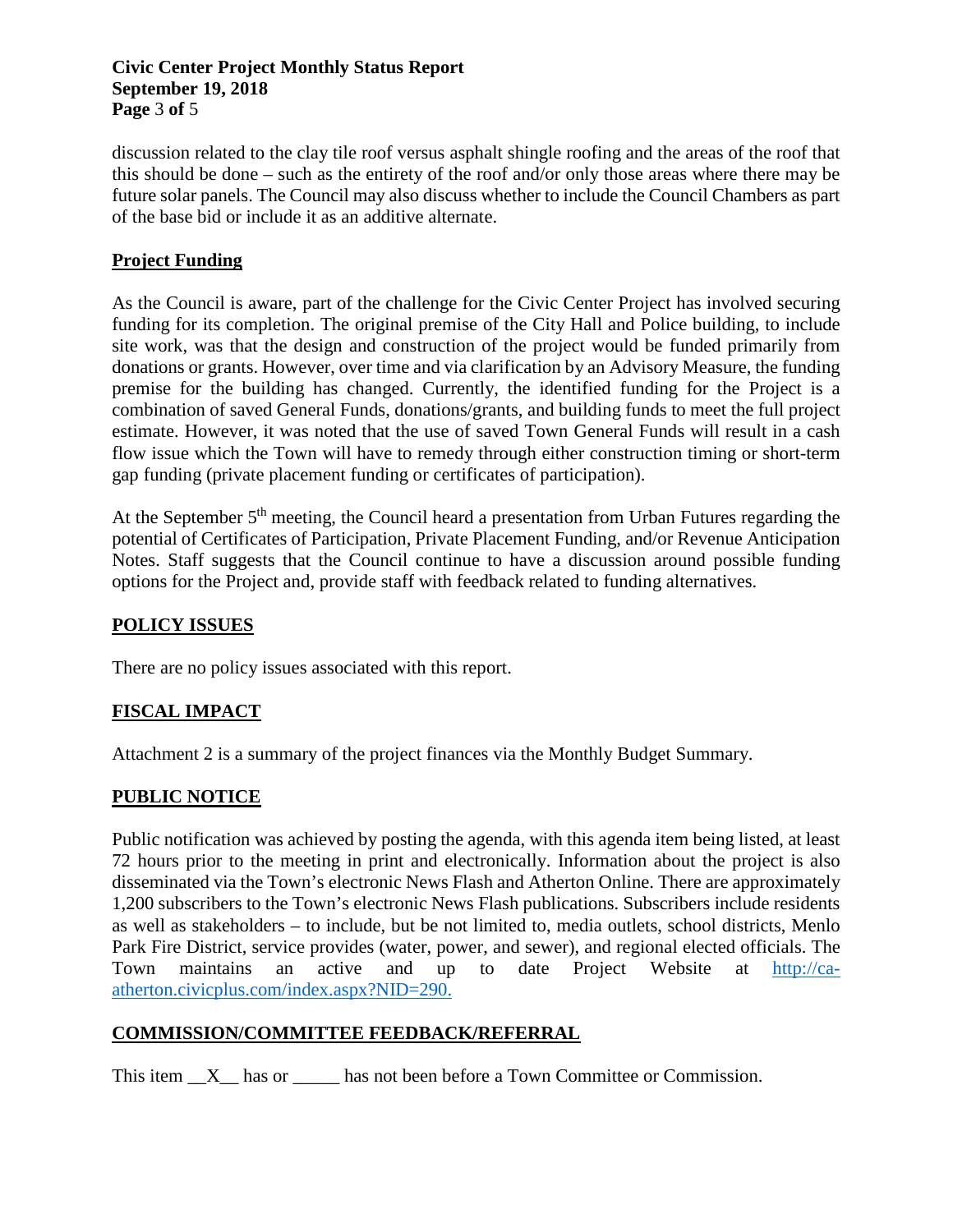discussion related to the clay tile roof versus asphalt shingle roofing and the areas of the roof that this should be done – such as the entirety of the roof and/or only those areas where there may be future solar panels. The Council may also discuss whether to include the Council Chambers as part of the base bid or include it as an additive alternate.

## Project Funding

As the Council is aware, part of the challenge for the Civic Center Project has involved securing funding for its completion. The original premise of the City Hall and Police building, to include site work, was that the design and construction of the project would be funded primarily from donations or grants. However, over time and via clarification by an Advisory Measure, the funding premise for the building has changed. Currently, the identified funding for the Project is a combination of saved General Funds, donations/grants, and building funds to meet the full project estimate. However, it was noted that the use of saved Town General Funds will result in a cash flow issue which the Town will have to remedy through either construction timing or short-term gap funding (private placement funding or certificates of participation).

At the September 5th meeting, the Council heard a presentation from Urban Futures regarding the potential of Certificates of Participation, Private Placement Funding, and/or Revenue Anticipation Notes. Staff suggests that the Council continue to have a discussion around possible funding options for the Project and, provide staff with feedback related to funding alternatives.

## POLICY ISSUES

There are no policy issues associated with this report.

## FISCAL IMPACT

Attachment 2 is a summary of the project finances via the Monthly Budget Summary.

## PUBLIC NOTICE

Public notification was achieved by posting the agenda, with this agenda item being listed, at least 72 hours prior to the meeting in print and electronically. Information about the project is also disseminated via the Town's electronic News Flash and Atherton Online. There are approximately 1,200 subscribers to the Town's electronic News Flash publications. Subscribers include residents as well as stakeholders – to include, but be not limited to, media outlets, school districts, Menlo Park Fire District, service provides (water, power, and sewer), and regional elected officials. The Town maintains an active and up to date Project Website at [http://ca-atherton.civicplus.com/index.aspx?NID=290.](http://ca-atherton.civicplus.com/index.aspx?NID=290)

## COMMISSION/COMMITTEE FEEDBACK/REFERRAL

This item \_\_X\_\_ has or \_\_\_\_\_ has not been before a Town Committee or Commission.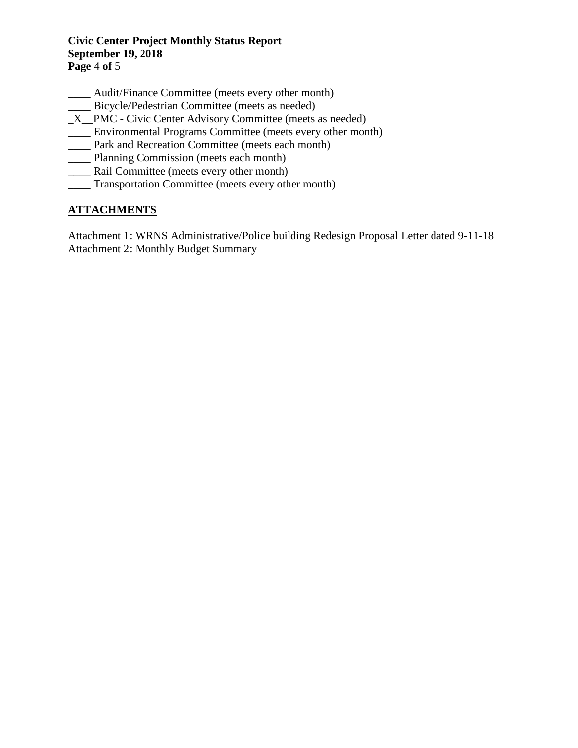____ Audit/Finance Committee (meets every other month)
____ Bicycle/Pedestrian Committee (meets as needed)
_X__PMC - Civic Center Advisory Committee (meets as needed)
____ Environmental Programs Committee (meets every other month)
____ Park and Recreation Committee (meets each month)
____ Planning Commission (meets each month)
____ Rail Committee (meets every other month)
____ Transportation Committee (meets every other month)

## ATTACHMENTS

Attachment 1: WRNS Administrative/Police building Redesign Proposal Letter dated 9-11-18
Attachment 2: Monthly Budget Summary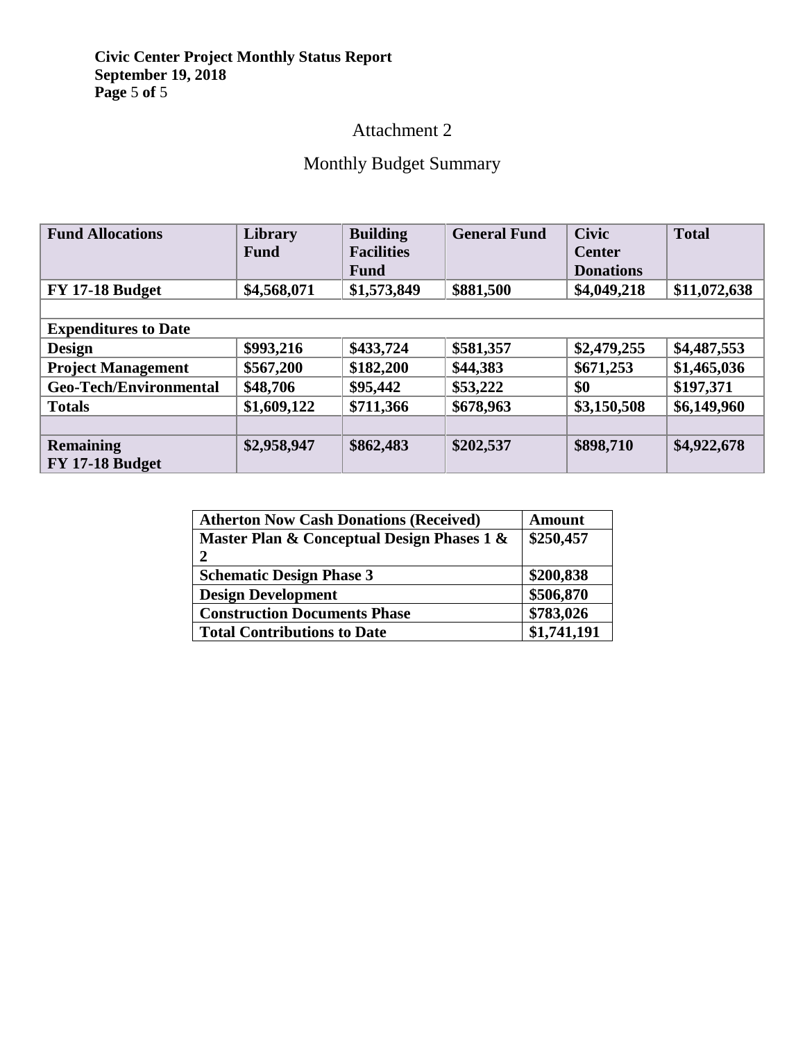Attachment 2

Monthly Budget Summary

| Fund Allocations | Library Fund | Building Facilities Fund | General Fund | Civic Center Donations | Total |
|---|---|---|---|---|---|
| **FY 17-18 Budget** | **$4,568,071** | **$1,573,849** | **$881,500** | **$4,049,218** | **$11,072,638** |
| | | | | | |
| **Expenditures to Date** | | | | | |
| **Design** | **$993,216** | **$433,724** | **$581,357** | **$2,479,255** | **$4,487,553** |
| **Project Management** | **$567,200** | **$182,200** | **$44,383** | **$671,253** | **$1,465,036** |
| **Geo-Tech/Environmental** | **$48,706** | **$95,442** | **$53,222** | **$0** | **$197,371** |
| **Totals** | **$1,609,122** | **$711,366** | **$678,963** | **$3,150,508** | **$6,149,960** |
| | | | | | |
| **Remaining FY 17-18 Budget** | **$2,958,947** | **$862,483** | **$202,537** | **$898,710** | **$4,922,678** |

| Atherton Now Cash Donations (Received) | Amount |
|---|---|
| **Master Plan & Conceptual Design Phases 1 & 2** | **$250,457** |
| **Schematic Design Phase 3** | **$200,838** |
| **Design Development** | **$506,870** |
| **Construction Documents Phase** | **$783,026** |
| **Total Contributions to Date** | **$1,741,191** |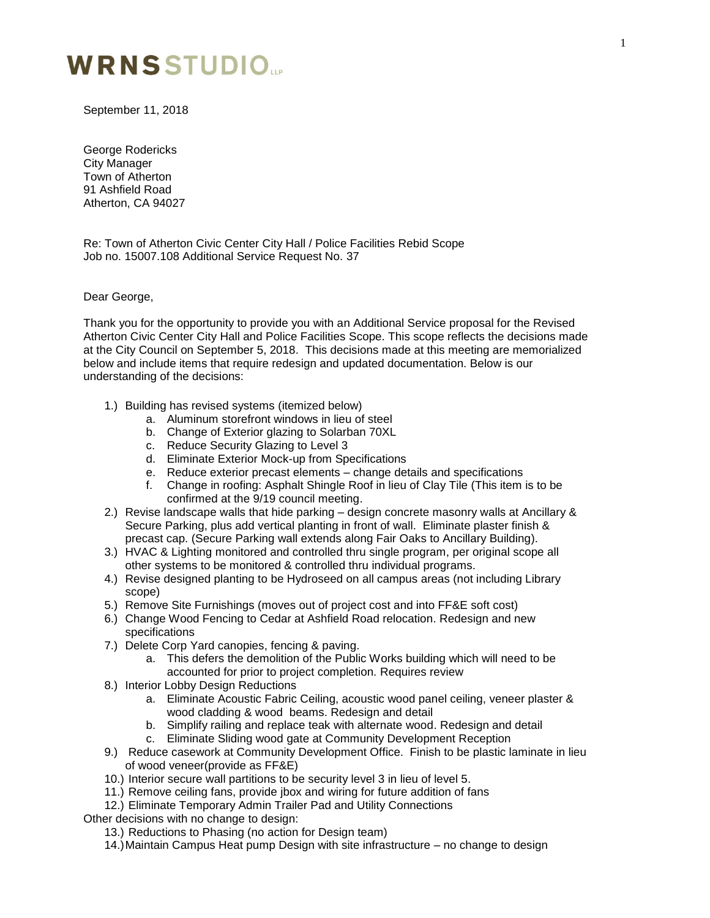# WRNSSTUDIO LLP

September 11, 2018

George Rodericks
City Manager
Town of Atherton
91 Ashfield Road
Atherton, CA 94027

Re: Town of Atherton Civic Center City Hall / Police Facilities Rebid Scope
Job no. 15007.108 Additional Service Request No. 37

Dear George,

Thank you for the opportunity to provide you with an Additional Service proposal for the Revised Atherton Civic Center City Hall and Police Facilities Scope. This scope reflects the decisions made at the City Council on September 5, 2018. This decisions made at this meeting are memorialized below and include items that require redesign and updated documentation. Below is our understanding of the decisions:

1.) Building has revised systems (itemized below)
    a. Aluminum storefront windows in lieu of steel
    b. Change of Exterior glazing to Solarban 70XL
    c. Reduce Security Glazing to Level 3
    d. Eliminate Exterior Mock-up from Specifications
    e. Reduce exterior precast elements – change details and specifications
    f. Change in roofing: Asphalt Shingle Roof in lieu of Clay Tile (This item is to be confirmed at the 9/19 council meeting.
2.) Revise landscape walls that hide parking – design concrete masonry walls at Ancillary & Secure Parking, plus add vertical planting in front of wall. Eliminate plaster finish & precast cap. (Secure Parking wall extends along Fair Oaks to Ancillary Building).
3.) HVAC & Lighting monitored and controlled thru single program, per original scope all other systems to be monitored & controlled thru individual programs.
4.) Revise designed planting to be Hydroseed on all campus areas (not including Library scope)
5.) Remove Site Furnishings (moves out of project cost and into FF&E soft cost)
6.) Change Wood Fencing to Cedar at Ashfield Road relocation. Redesign and new specifications
7.) Delete Corp Yard canopies, fencing & paving.
    a. This defers the demolition of the Public Works building which will need to be accounted for prior to project completion. Requires review
8.) Interior Lobby Design Reductions
    a. Eliminate Acoustic Fabric Ceiling, acoustic wood panel ceiling, veneer plaster & wood cladding & wood beams. Redesign and detail
    b. Simplify railing and replace teak with alternate wood. Redesign and detail
    c. Eliminate Sliding wood gate at Community Development Reception
9.) Reduce casework at Community Development Office. Finish to be plastic laminate in lieu of wood veneer(provide as FF&E)
10.) Interior secure wall partitions to be security level 3 in lieu of level 5.
11.) Remove ceiling fans, provide jbox and wiring for future addition of fans
12.) Eliminate Temporary Admin Trailer Pad and Utility Connections

Other decisions with no change to design:

13.) Reductions to Phasing (no action for Design team)
14.) Maintain Campus Heat pump Design with site infrastructure – no change to design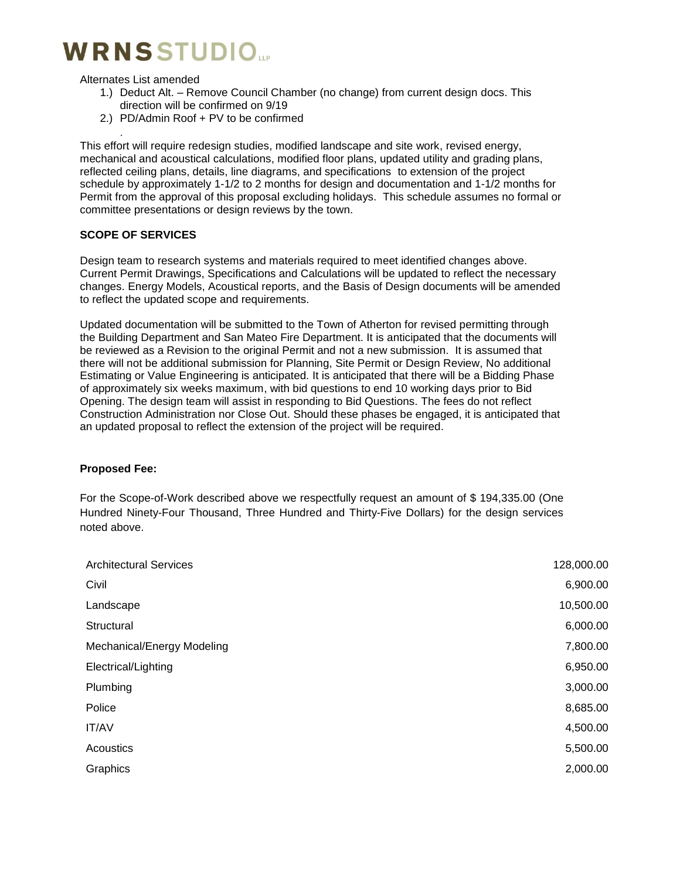Alternates List amended

1.) Deduct Alt. – Remove Council Chamber (no change) from current design docs. This direction will be confirmed on 9/19
2.) PD/Admin Roof + PV to be confirmed

.

This effort will require redesign studies, modified landscape and site work, revised energy, mechanical and acoustical calculations, modified floor plans, updated utility and grading plans, reflected ceiling plans, details, line diagrams, and specifications to extension of the project schedule by approximately 1-1/2 to 2 months for design and documentation and 1-1/2 months for Permit from the approval of this proposal excluding holidays. This schedule assumes no formal or committee presentations or design reviews by the town.

**SCOPE OF SERVICES**

Design team to research systems and materials required to meet identified changes above. Current Permit Drawings, Specifications and Calculations will be updated to reflect the necessary changes. Energy Models, Acoustical reports, and the Basis of Design documents will be amended to reflect the updated scope and requirements.

Updated documentation will be submitted to the Town of Atherton for revised permitting through the Building Department and San Mateo Fire Department. It is anticipated that the documents will be reviewed as a Revision to the original Permit and not a new submission. It is assumed that there will not be additional submission for Planning, Site Permit or Design Review, No additional Estimating or Value Engineering is anticipated. It is anticipated that there will be a Bidding Phase of approximately six weeks maximum, with bid questions to end 10 working days prior to Bid Opening. The design team will assist in responding to Bid Questions. The fees do not reflect Construction Administration nor Close Out. Should these phases be engaged, it is anticipated that an updated proposal to reflect the extension of the project will be required.

**Proposed Fee:**

For the Scope-of-Work described above we respectfully request an amount of $ 194,335.00 (One Hundred Ninety-Four Thousand, Three Hundred and Thirty-Five Dollars) for the design services noted above.

| | |
|---|---|
| Architectural Services | 128,000.00 |
| Civil | 6,900.00 |
| Landscape | 10,500.00 |
| Structural | 6,000.00 |
| Mechanical/Energy Modeling | 7,800.00 |
| Electrical/Lighting | 6,950.00 |
| Plumbing | 3,000.00 |
| Police | 8,685.00 |
| IT/AV | 4,500.00 |
| Acoustics | 5,500.00 |
| Graphics | 2,000.00 |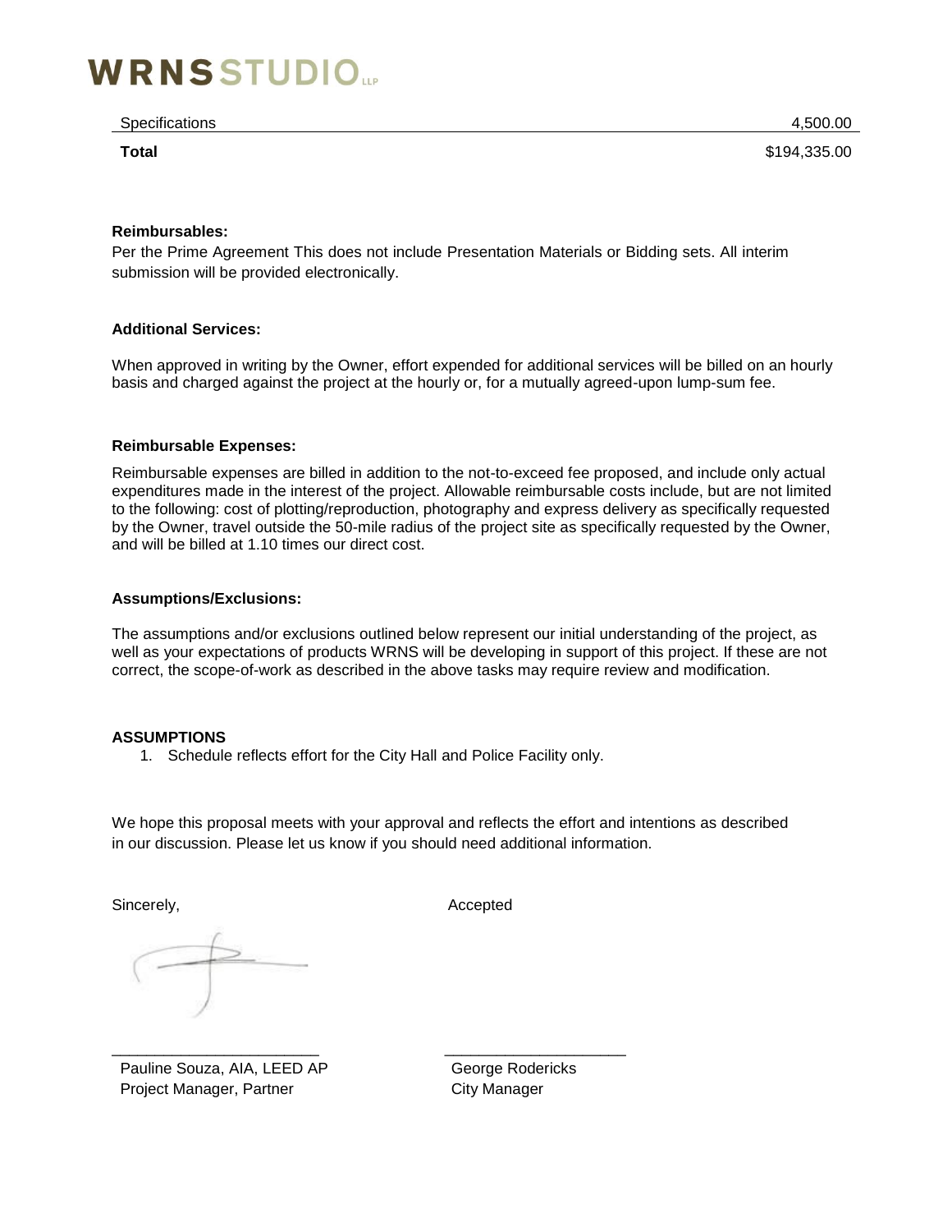| Specifications | 4,500.00 |
|---|---|
| **Total** | $194,335.00 |

**Reimbursables:**

Per the Prime Agreement This does not include Presentation Materials or Bidding sets. All interim submission will be provided electronically.

**Additional Services:**

When approved in writing by the Owner, effort expended for additional services will be billed on an hourly basis and charged against the project at the hourly or, for a mutually agreed-upon lump-sum fee.

**Reimbursable Expenses:**

Reimbursable expenses are billed in addition to the not-to-exceed fee proposed, and include only actual expenditures made in the interest of the project. Allowable reimbursable costs include, but are not limited to the following: cost of plotting/reproduction, photography and express delivery as specifically requested by the Owner, travel outside the 50-mile radius of the project site as specifically requested by the Owner, and will be billed at 1.10 times our direct cost.

**Assumptions/Exclusions:**

The assumptions and/or exclusions outlined below represent our initial understanding of the project, as well as your expectations of products WRNS will be developing in support of this project. If these are not correct, the scope-of-work as described in the above tasks may require review and modification.

**ASSUMPTIONS**

1. Schedule reflects effort for the City Hall and Police Facility only.

We hope this proposal meets with your approval and reflects the effort and intentions as described in our discussion. Please let us know if you should need additional information.

Sincerely,

________________________

Pauline Souza, AIA, LEED AP
Project Manager, Partner

Accepted

____________________

George Rodericks
City Manager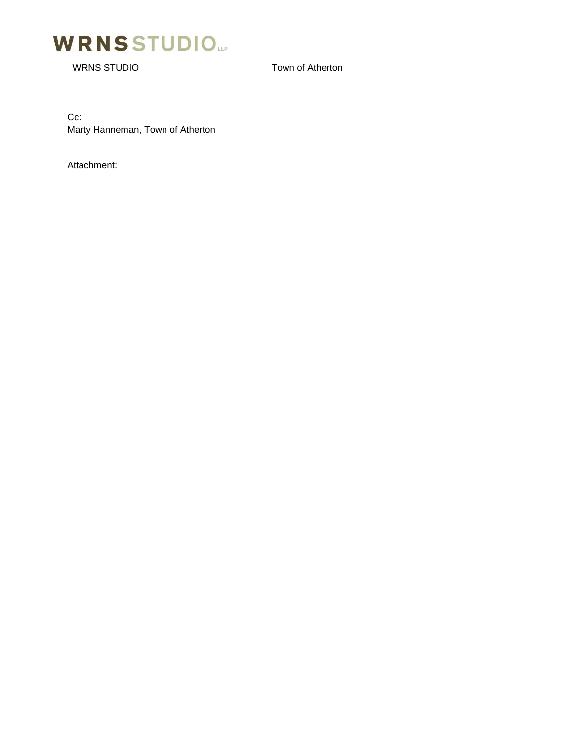WRNS STUDIO LLP

WRNS STUDIO | Town of Atherton
--- | ---

Cc:
Marty Hanneman, Town of Atherton

Attachment: